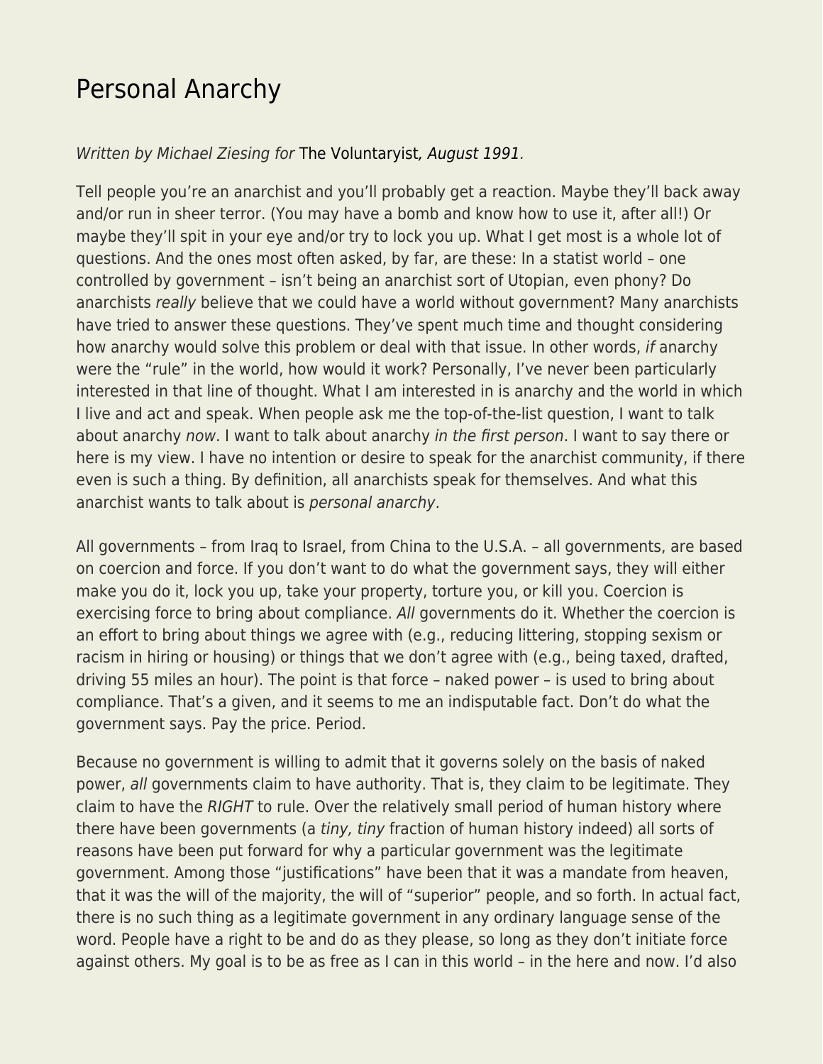# Personal Anarchy

*Written by Michael Ziesing for* The Voluntaryist*, August 1991.*

Tell people you're an anarchist and you'll probably get a reaction. Maybe they'll back away and/or run in sheer terror. (You may have a bomb and know how to use it, after all!) Or maybe they'll spit in your eye and/or try to lock you up. What I get most is a whole lot of questions. And the ones most often asked, by far, are these: In a statist world – one controlled by government – isn't being an anarchist sort of Utopian, even phony? Do anarchists *really* believe that we could have a world without government? Many anarchists have tried to answer these questions. They've spent much time and thought considering how anarchy would solve this problem or deal with that issue. In other words, *if* anarchy were the "rule" in the world, how would it work? Personally, I've never been particularly interested in that line of thought. What I am interested in is anarchy and the world in which I live and act and speak. When people ask me the top-of-the-list question, I want to talk about anarchy *now*. I want to talk about anarchy *in the first person*. I want to say there or here is my view. I have no intention or desire to speak for the anarchist community, if there even is such a thing. By definition, all anarchists speak for themselves. And what this anarchist wants to talk about is *personal anarchy*.

All governments – from Iraq to Israel, from China to the U.S.A. – all governments, are based on coercion and force. If you don't want to do what the government says, they will either make you do it, lock you up, take your property, torture you, or kill you. Coercion is exercising force to bring about compliance. *All* governments do it. Whether the coercion is an effort to bring about things we agree with (e.g., reducing littering, stopping sexism or racism in hiring or housing) or things that we don't agree with (e.g., being taxed, drafted, driving 55 miles an hour). The point is that force – naked power – is used to bring about compliance. That's a given, and it seems to me an indisputable fact. Don't do what the government says. Pay the price. Period.

Because no government is willing to admit that it governs solely on the basis of naked power, *all* governments claim to have authority. That is, they claim to be legitimate. They claim to have the *RIGHT* to rule. Over the relatively small period of human history where there have been governments (a *tiny, tiny* fraction of human history indeed) all sorts of reasons have been put forward for why a particular government was the legitimate government. Among those "justifications" have been that it was a mandate from heaven, that it was the will of the majority, the will of "superior" people, and so forth. In actual fact, there is no such thing as a legitimate government in any ordinary language sense of the word. People have a right to be and do as they please, so long as they don't initiate force against others. My goal is to be as free as I can in this world – in the here and now. I'd also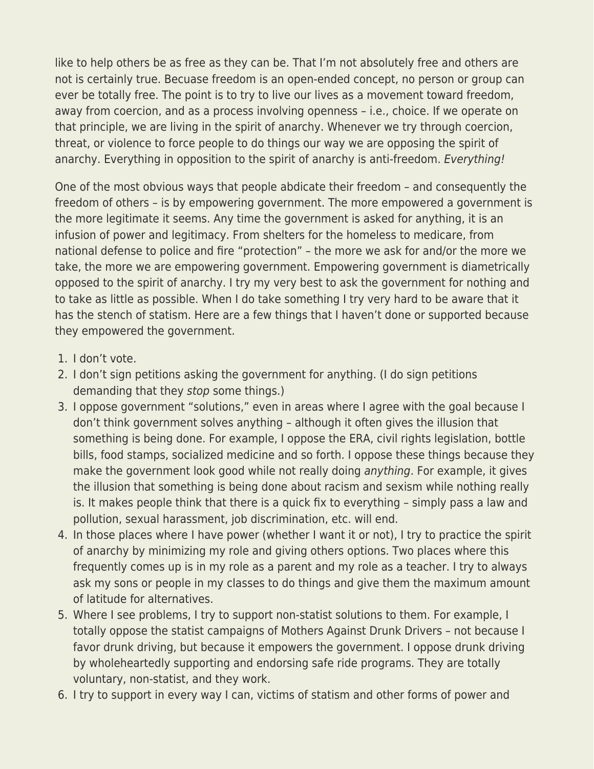like to help others be as free as they can be. That I'm not absolutely free and others are not is certainly true. Becuase freedom is an open-ended concept, no person or group can ever be totally free. The point is to try to live our lives as a movement toward freedom, away from coercion, and as a process involving openness – i.e., choice. If we operate on that principle, we are living in the spirit of anarchy. Whenever we try through coercion, threat, or violence to force people to do things our way we are opposing the spirit of anarchy. Everything in opposition to the spirit of anarchy is anti-freedom. *Everything!*

One of the most obvious ways that people abdicate their freedom – and consequently the freedom of others – is by empowering government. The more empowered a government is the more legitimate it seems. Any time the government is asked for anything, it is an infusion of power and legitimacy. From shelters for the homeless to medicare, from national defense to police and fire "protection" – the more we ask for and/or the more we take, the more we are empowering government. Empowering government is diametrically opposed to the spirit of anarchy. I try my very best to ask the government for nothing and to take as little as possible. When I do take something I try very hard to be aware that it has the stench of statism. Here are a few things that I haven't done or supported because they empowered the government.

1. I don't vote.
2. I don't sign petitions asking the government for anything. (I do sign petitions demanding that they *stop* some things.)
3. I oppose government "solutions," even in areas where I agree with the goal because I don't think government solves anything – although it often gives the illusion that something is being done. For example, I oppose the ERA, civil rights legislation, bottle bills, food stamps, socialized medicine and so forth. I oppose these things because they make the government look good while not really doing *anything*. For example, it gives the illusion that something is being done about racism and sexism while nothing really is. It makes people think that there is a quick fix to everything – simply pass a law and pollution, sexual harassment, job discrimination, etc. will end.
4. In those places where I have power (whether I want it or not), I try to practice the spirit of anarchy by minimizing my role and giving others options. Two places where this frequently comes up is in my role as a parent and my role as a teacher. I try to always ask my sons or people in my classes to do things and give them the maximum amount of latitude for alternatives.
5. Where I see problems, I try to support non-statist solutions to them. For example, I totally oppose the statist campaigns of Mothers Against Drunk Drivers – not because I favor drunk driving, but because it empowers the government. I oppose drunk driving by wholeheartedly supporting and endorsing safe ride programs. They are totally voluntary, non-statist, and they work.
6. I try to support in every way I can, victims of statism and other forms of power and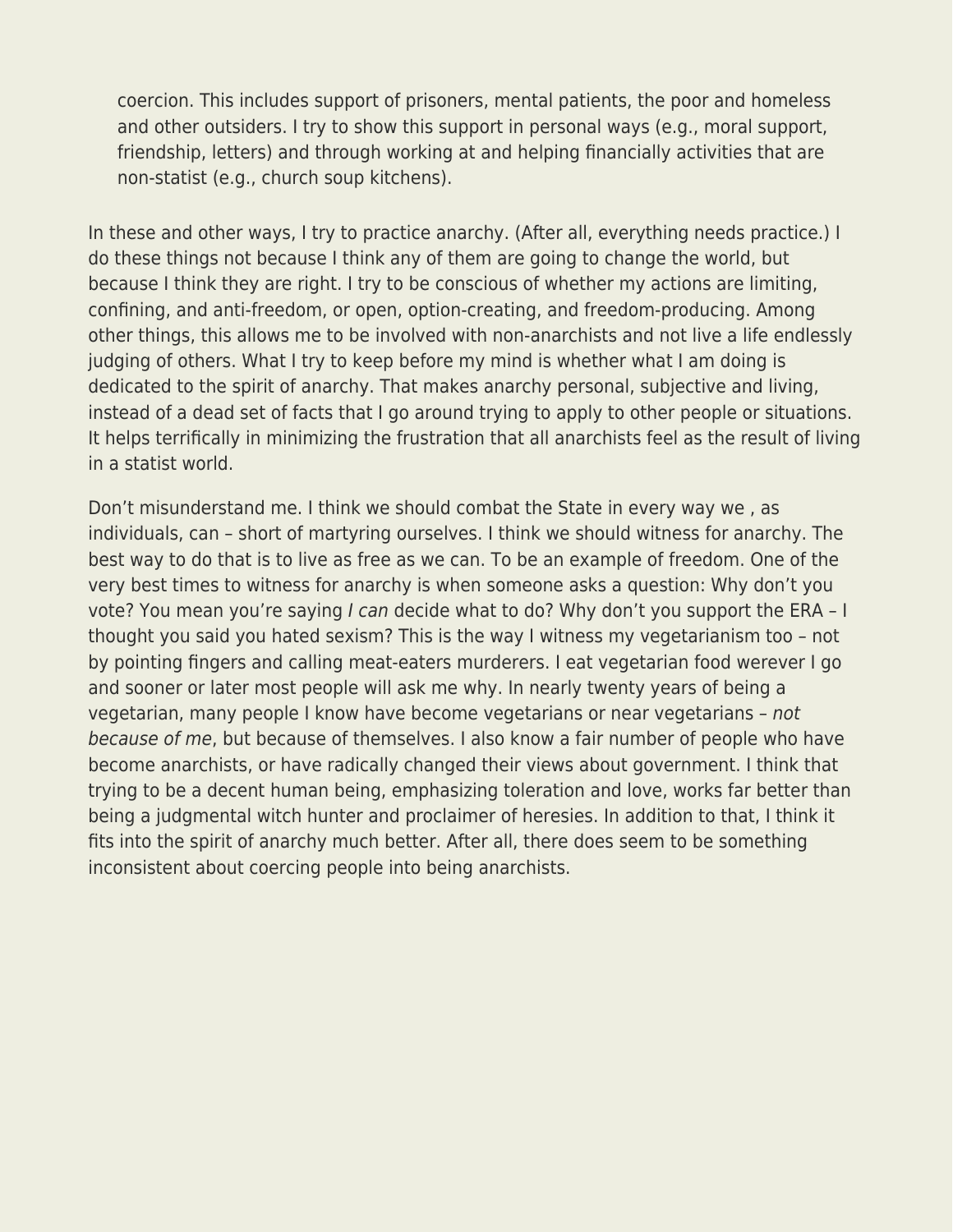> coercion. This includes support of prisoners, mental patients, the poor and homeless and other outsiders. I try to show this support in personal ways (e.g., moral support, friendship, letters) and through working at and helping financially activities that are non-statist (e.g., church soup kitchens).

In these and other ways, I try to practice anarchy. (After all, everything needs practice.) I do these things not because I think any of them are going to change the world, but because I think they are right. I try to be conscious of whether my actions are limiting, confining, and anti-freedom, or open, option-creating, and freedom-producing. Among other things, this allows me to be involved with non-anarchists and not live a life endlessly judging of others. What I try to keep before my mind is whether what I am doing is dedicated to the spirit of anarchy. That makes anarchy personal, subjective and living, instead of a dead set of facts that I go around trying to apply to other people or situations. It helps terrifically in minimizing the frustration that all anarchists feel as the result of living in a statist world.

Don't misunderstand me. I think we should combat the State in every way we , as individuals, can – short of martyring ourselves. I think we should witness for anarchy. The best way to do that is to live as free as we can. To be an example of freedom. One of the very best times to witness for anarchy is when someone asks a question: Why don't you vote? You mean you're saying *I can* decide what to do? Why don't you support the ERA – I thought you said you hated sexism? This is the way I witness my vegetarianism too – not by pointing fingers and calling meat-eaters murderers. I eat vegetarian food werever I go and sooner or later most people will ask me why. In nearly twenty years of being a vegetarian, many people I know have become vegetarians or near vegetarians – *not because of me*, but because of themselves. I also know a fair number of people who have become anarchists, or have radically changed their views about government. I think that trying to be a decent human being, emphasizing toleration and love, works far better than being a judgmental witch hunter and proclaimer of heresies. In addition to that, I think it fits into the spirit of anarchy much better. After all, there does seem to be something inconsistent about coercing people into being anarchists.